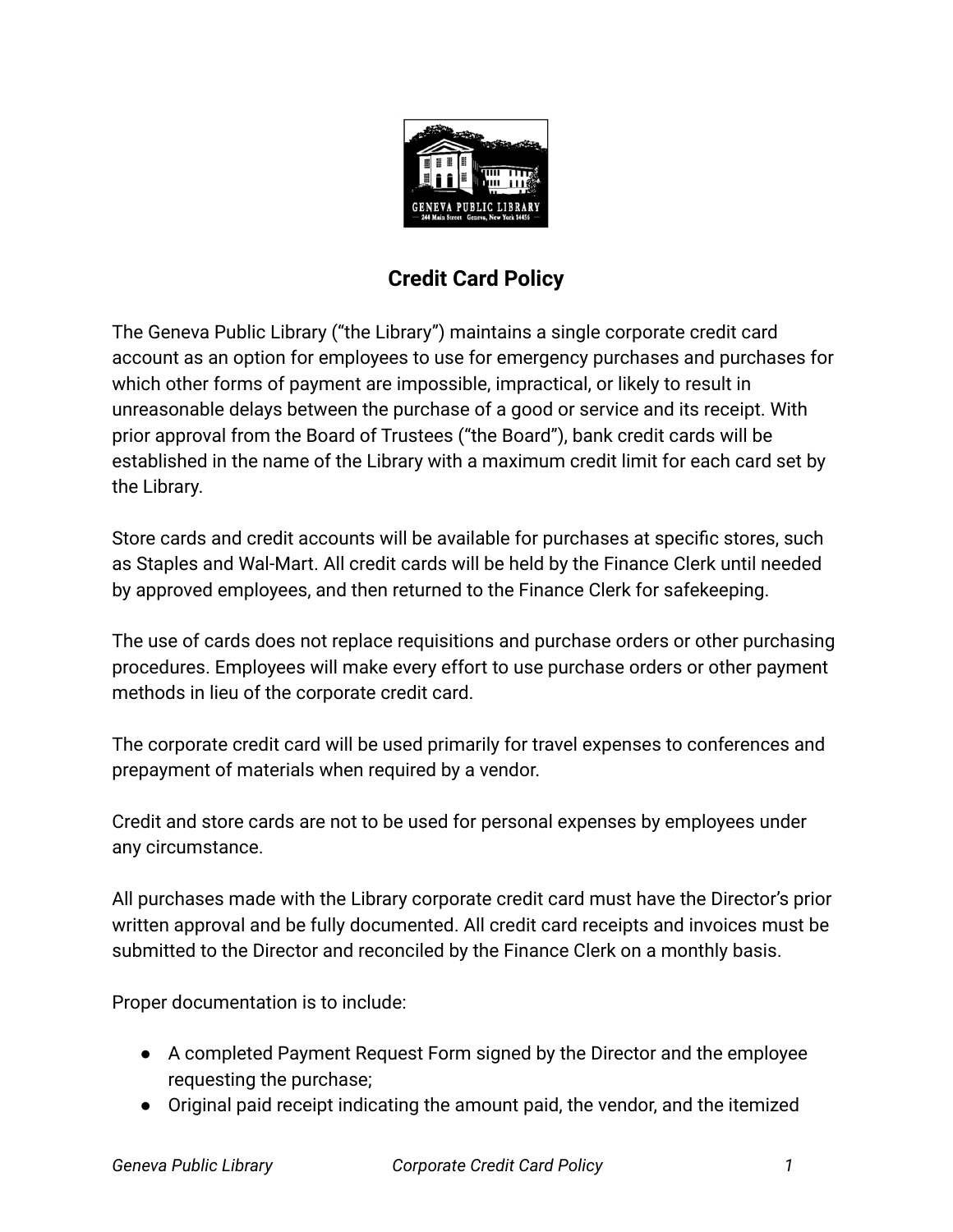# Credit Card Policy

The Geneva Public Library ("the Library") maintains a single corporate credit card account as an option for employees to use for emergency purchases and purchases for which other forms of payment are impossible, impractical, or likely to result in unreasonable delays between the purchase of a good or service and its receipt. With prior approval from the Board of Trustees ("the Board"), bank credit cards will be established in the name of the Library with a maximum credit limit for each card set by the Library.

Store cards and credit accounts will be available for purchases at specific stores, such as Staples and Wal-Mart. All credit cards will be held by the Finance Clerk until needed by approved employees, and then returned to the Finance Clerk for safekeeping.

The use of cards does not replace requisitions and purchase orders or other purchasing procedures. Employees will make every effort to use purchase orders or other payment methods in lieu of the corporate credit card.

The corporate credit card will be used primarily for travel expenses to conferences and prepayment of materials when required by a vendor.

Credit and store cards are not to be used for personal expenses by employees under any circumstance.

All purchases made with the Library corporate credit card must have the Director's prior written approval and be fully documented. All credit card receipts and invoices must be submitted to the Director and reconciled by the Finance Clerk on a monthly basis.

Proper documentation is to include:

- A completed Payment Request Form signed by the Director and the employee requesting the purchase;
- Original paid receipt indicating the amount paid, the vendor, and the itemized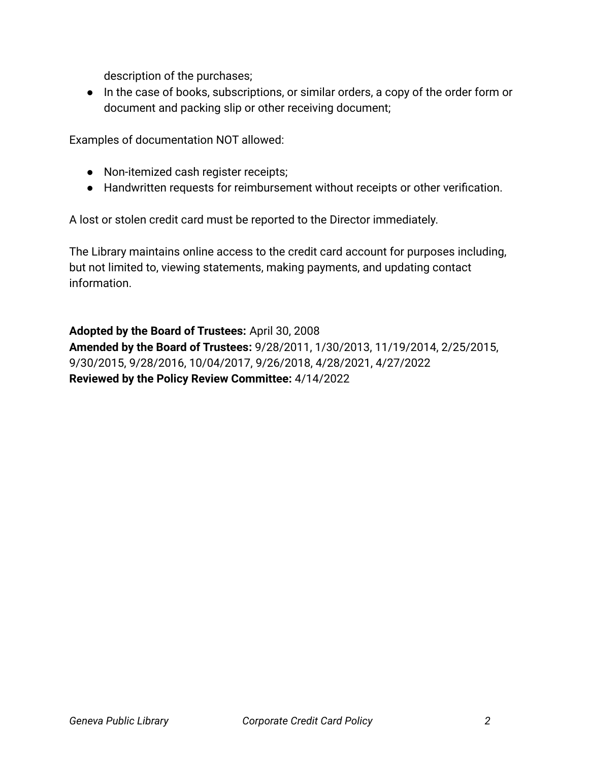description of the purchases;

- In the case of books, subscriptions, or similar orders, a copy of the order form or document and packing slip or other receiving document;

Examples of documentation NOT allowed:

- Non-itemized cash register receipts;
- Handwritten requests for reimbursement without receipts or other verification.

A lost or stolen credit card must be reported to the Director immediately.

The Library maintains online access to the credit card account for purposes including, but not limited to, viewing statements, making payments, and updating contact information.

**Adopted by the Board of Trustees:** April 30, 2008
**Amended by the Board of Trustees:** 9/28/2011, 1/30/2013, 11/19/2014, 2/25/2015, 9/30/2015, 9/28/2016, 10/04/2017, 9/26/2018, 4/28/2021, 4/27/2022
**Reviewed by the Policy Review Committee:** 4/14/2022